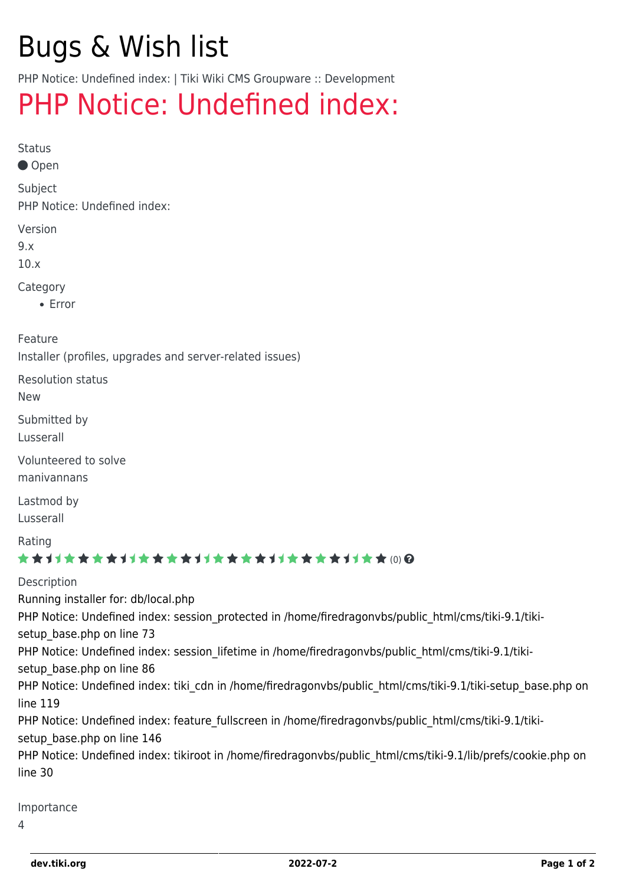# Bugs & Wish list

PHP Notice: Undefined index: | Tiki Wiki CMS Groupware :: Development

## PHP Notice: Undefined index:

Status

● Open

Subject

PHP Notice: Undefined index:

Version

9.x

10.x

Category

- Error

Feature

Installer (profiles, upgrades and server-related issues)

Resolution status

New

Submitted by

Lusserall

Volunteered to solve

manivannans

Lastmod by

Lusserall

Rating

(0)

Description

Running installer for: db/local.php

PHP Notice: Undefined index: session_protected in /home/firedragonvbs/public_html/cms/tiki-9.1/tiki-setup_base.php on line 73

PHP Notice: Undefined index: session_lifetime in /home/firedragonvbs/public_html/cms/tiki-9.1/tiki-setup_base.php on line 86

PHP Notice: Undefined index: tiki_cdn in /home/firedragonvbs/public_html/cms/tiki-9.1/tiki-setup_base.php on line 119

PHP Notice: Undefined index: feature_fullscreen in /home/firedragonvbs/public_html/cms/tiki-9.1/tiki-setup_base.php on line 146

PHP Notice: Undefined index: tikiroot in /home/firedragonvbs/public_html/cms/tiki-9.1/lib/prefs/cookie.php on line 30

Importance

4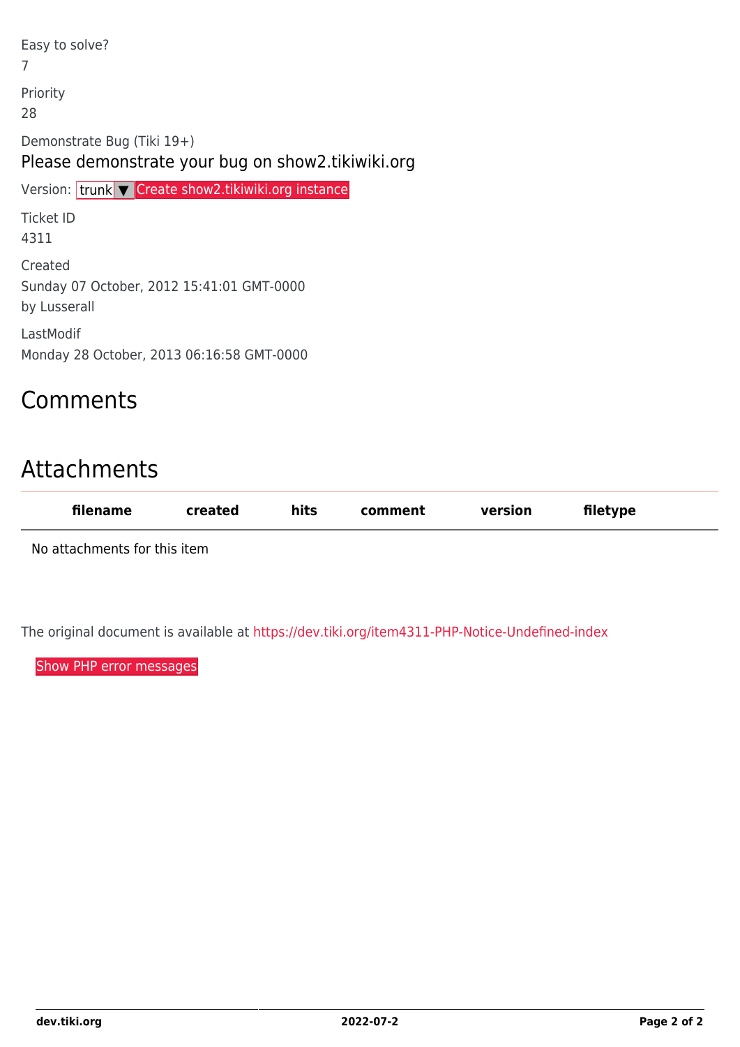Easy to solve?

7

Priority

28

Demonstrate Bug (Tiki 19+)

Please demonstrate your bug on show2.tikiwiki.org

Version: trunk ▼ Create show2.tikiwiki.org instance

Ticket ID

4311

Created

Sunday 07 October, 2012 15:41:01 GMT-0000

by Lusserall

LastModif

Monday 28 October, 2013 06:16:58 GMT-0000

## Comments

## Attachments

| filename | created | hits | comment | version | filetype |
|---|---|---|---|---|---|

No attachments for this item

The original document is available at https://dev.tiki.org/item4311-PHP-Notice-Undefined-index

Show PHP error messages